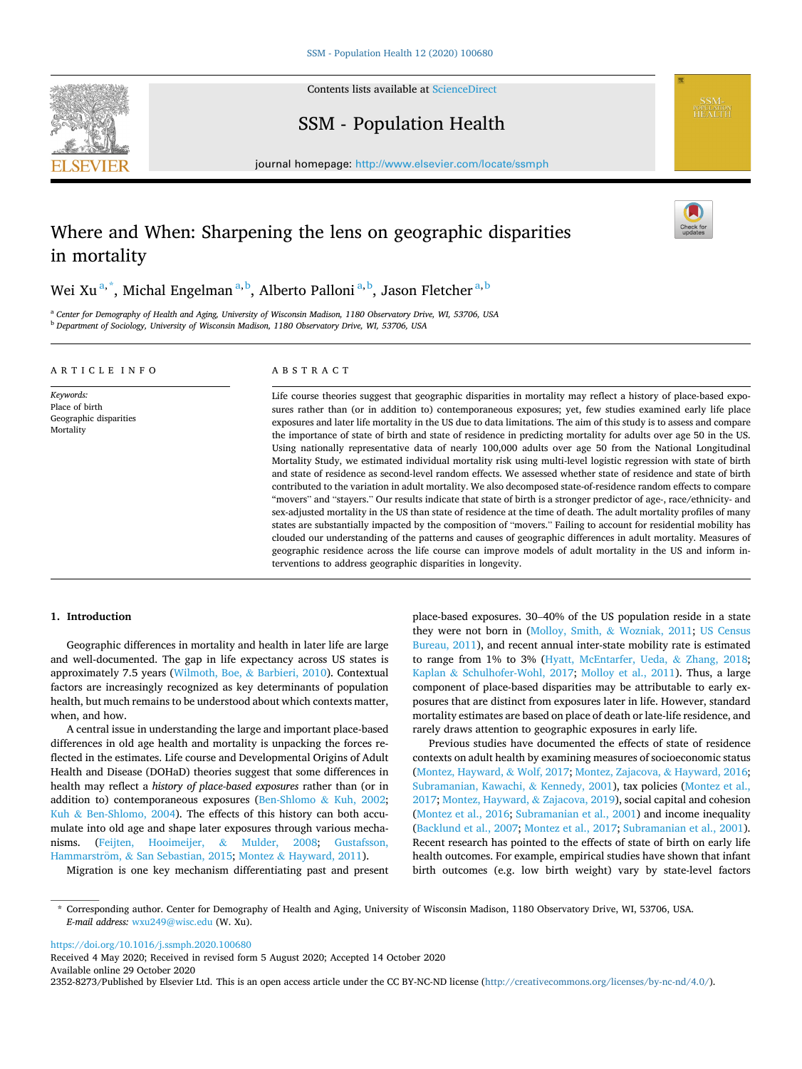# Where and When: Sharpening the lens on geographic disparities in mortality

Wei Xu [a,*], Michal Engelman [a,b], Alberto Palloni [a,b], Jason Fletcher [a,b]

[a] Center for Demography of Health and Aging, University of Wisconsin Madison, 1180 Observatory Drive, WI, 53706, USA
[b] Department of Sociology, University of Wisconsin Madison, 1180 Observatory Drive, WI, 53706, USA

**ARTICLE INFO**

*Keywords:*
Place of birth
Geographic disparities
Mortality

**ABSTRACT**

Life course theories suggest that geographic disparities in mortality may reflect a history of place-based exposures rather than (or in addition to) contemporaneous exposures; yet, few studies examined early life place exposures and later life mortality in the US due to data limitations. The aim of this study is to assess and compare the importance of state of birth and state of residence in predicting mortality for adults over age 50 in the US. Using nationally representative data of nearly 100,000 adults over age 50 from the National Longitudinal Mortality Study, we estimated individual mortality risk using multi-level logistic regression with state of birth and state of residence as second-level random effects. We assessed whether state of residence and state of birth contributed to the variation in adult mortality. We also decomposed state-of-residence random effects to compare "movers" and "stayers." Our results indicate that state of birth is a stronger predictor of age-, race/ethnicity- and sex-adjusted mortality in the US than state of residence at the time of death. The adult mortality profiles of many states are substantially impacted by the composition of "movers." Failing to account for residential mobility has clouded our understanding of the patterns and causes of geographic differences in adult mortality. Measures of geographic residence across the life course can improve models of adult mortality in the US and inform interventions to address geographic disparities in longevity.

## 1. Introduction

Geographic differences in mortality and health in later life are large and well-documented. The gap in life expectancy across US states is approximately 7.5 years (Wilmoth, Boe, & Barbieri, 2010). Contextual factors are increasingly recognized as key determinants of population health, but much remains to be understood about which contexts matter, when, and how.

A central issue in understanding the large and important place-based differences in old age health and mortality is unpacking the forces reflected in the estimates. Life course and Developmental Origins of Adult Health and Disease (DOHaD) theories suggest that some differences in health may reflect a *history of place-based exposures* rather than (or in addition to) contemporaneous exposures (Ben-Shlomo & Kuh, 2002; Kuh & Ben-Shlomo, 2004). The effects of this history can both accumulate into old age and shape later exposures through various mechanisms. (Feijten, Hooimeijer, & Mulder, 2008; Gustafsson, Hammarström, & San Sebastian, 2015; Montez & Hayward, 2011).

Migration is one key mechanism differentiating past and present place-based exposures. 30–40% of the US population reside in a state they were not born in (Molloy, Smith, & Wozniak, 2011; US Census Bureau, 2011), and recent annual inter-state mobility rate is estimated to range from 1% to 3% (Hyatt, McEntarfer, Ueda, & Zhang, 2018; Kaplan & Schulhofer-Wohl, 2017; Molloy et al., 2011). Thus, a large component of place-based disparities may be attributable to early exposures that are distinct from exposures later in life. However, standard mortality estimates are based on place of death or late-life residence, and rarely draws attention to geographic exposures in early life.

Previous studies have documented the effects of state of residence contexts on adult health by examining measures of socioeconomic status (Montez, Hayward, & Wolf, 2017; Montez, Zajacova, & Hayward, 2016; Subramanian, Kawachi, & Kennedy, 2001), tax policies (Montez et al., 2017; Montez, Hayward, & Zajacova, 2019), social capital and cohesion (Montez et al., 2016; Subramanian et al., 2001) and income inequality (Backlund et al., 2007; Montez et al., 2017; Subramanian et al., 2001). Recent research has pointed to the effects of state of birth on early life health outcomes. For example, empirical studies have shown that infant birth outcomes (e.g. low birth weight) vary by state-level factors

\* Corresponding author. Center for Demography of Health and Aging, University of Wisconsin Madison, 1180 Observatory Drive, WI, 53706, USA.
*E-mail address:* wxu249@wisc.edu (W. Xu).

https://doi.org/10.1016/j.ssmph.2020.100680
Received 4 May 2020; Received in revised form 5 August 2020; Accepted 14 October 2020
Available online 29 October 2020
2352-8273/Published by Elsevier Ltd. This is an open access article under the CC BY-NC-ND license (http://creativecommons.org/licenses/by-nc-nd/4.0/).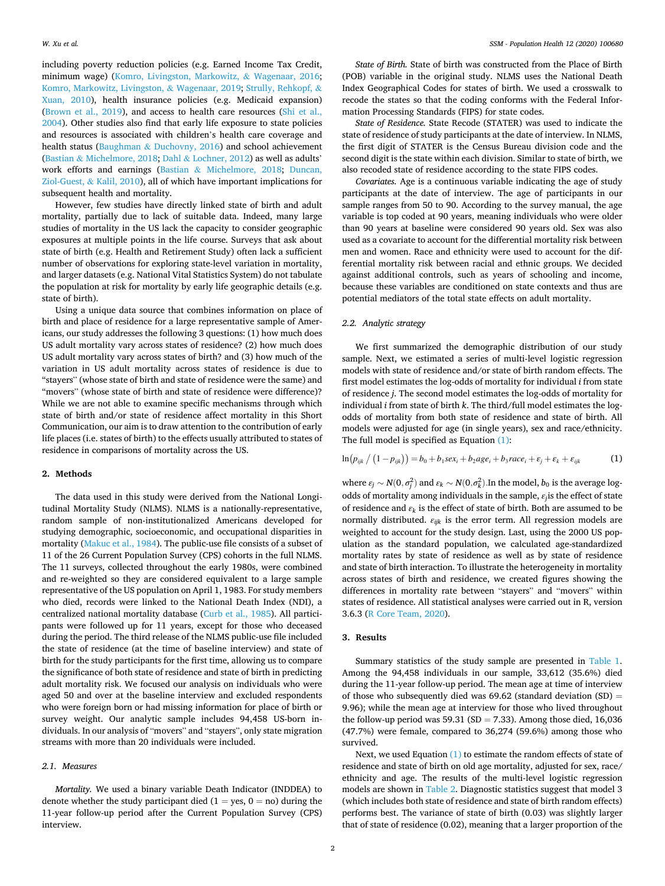including poverty reduction policies (e.g. Earned Income Tax Credit, minimum wage) (Komro, Livingston, Markowitz, & Wagenaar, 2016; Komro, Markowitz, Livingston, & Wagenaar, 2019; Strully, Rehkopf, & Xuan, 2010), health insurance policies (e.g. Medicaid expansion) (Brown et al., 2019), and access to health care resources (Shi et al., 2004). Other studies also find that early life exposure to state policies and resources is associated with children's health care coverage and health status (Baughman & Duchovny, 2016) and school achievement (Bastian & Michelmore, 2018; Dahl & Lochner, 2012) as well as adults' work efforts and earnings (Bastian & Michelmore, 2018; Duncan, Ziol-Guest, & Kalil, 2010), all of which have important implications for subsequent health and mortality.

However, few studies have directly linked state of birth and adult mortality, partially due to lack of suitable data. Indeed, many large studies of mortality in the US lack the capacity to consider geographic exposures at multiple points in the life course. Surveys that ask about state of birth (e.g. Health and Retirement Study) often lack a sufficient number of observations for exploring state-level variation in mortality, and larger datasets (e.g. National Vital Statistics System) do not tabulate the population at risk for mortality by early life geographic details (e.g. state of birth).

Using a unique data source that combines information on place of birth and place of residence for a large representative sample of Americans, our study addresses the following 3 questions: (1) how much does US adult mortality vary across states of residence? (2) how much does US adult mortality vary across states of birth? and (3) how much of the variation in US adult mortality across states of residence is due to "stayers" (whose state of birth and state of residence were the same) and "movers" (whose state of birth and state of residence were difference)? While we are not able to examine specific mechanisms through which state of birth and/or state of residence affect mortality in this Short Communication, our aim is to draw attention to the contribution of early life places (i.e. states of birth) to the effects usually attributed to states of residence in comparisons of mortality across the US.

## 2. Methods

The data used in this study were derived from the National Longitudinal Mortality Study (NLMS). NLMS is a nationally-representative, random sample of non-institutionalized Americans developed for studying demographic, socioeconomic, and occupational disparities in mortality (Makuc et al., 1984). The public-use file consists of a subset of 11 of the 26 Current Population Survey (CPS) cohorts in the full NLMS. The 11 surveys, collected throughout the early 1980s, were combined and re-weighted so they are considered equivalent to a large sample representative of the US population on April 1, 1983. For study members who died, records were linked to the National Death Index (NDI), a centralized national mortality database (Curb et al., 1985). All participants were followed up for 11 years, except for those who deceased during the period. The third release of the NLMS public-use file included the state of residence (at the time of baseline interview) and state of birth for the study participants for the first time, allowing us to compare the significance of both state of residence and state of birth in predicting adult mortality risk. We focused our analysis on individuals who were aged 50 and over at the baseline interview and excluded respondents who were foreign born or had missing information for place of birth or survey weight. Our analytic sample includes 94,458 US-born individuals. In our analysis of "movers" and "stayers", only state migration streams with more than 20 individuals were included.

### 2.1. Measures

*Mortality.* We used a binary variable Death Indicator (INDDEA) to denote whether the study participant died (1 = yes, 0 = no) during the 11-year follow-up period after the Current Population Survey (CPS) interview.

*State of Birth.* State of birth was constructed from the Place of Birth (POB) variable in the original study. NLMS uses the National Death Index Geographical Codes for states of birth. We used a crosswalk to recode the states so that the coding conforms with the Federal Information Processing Standards (FIPS) for state codes.

*State of Residence.* State Recode (STATER) was used to indicate the state of residence of study participants at the date of interview. In NLMS, the first digit of STATER is the Census Bureau division code and the second digit is the state within each division. Similar to state of birth, we also recoded state of residence according to the state FIPS codes.

*Covariates.* Age is a continuous variable indicating the age of study participants at the date of interview. The age of participants in our sample ranges from 50 to 90. According to the survey manual, the age variable is top coded at 90 years, meaning individuals who were older than 90 years at baseline were considered 90 years old. Sex was also used as a covariate to account for the differential mortality risk between men and women. Race and ethnicity were used to account for the differential mortality risk between racial and ethnic groups. We decided against additional controls, such as years of schooling and income, because these variables are conditioned on state contexts and thus are potential mediators of the total state effects on adult mortality.

### 2.2. Analytic strategy

We first summarized the demographic distribution of our study sample. Next, we estimated a series of multi-level logistic regression models with state of residence and/or state of birth random effects. The first model estimates the log-odds of mortality for individual $i$ from state of residence $j$. The second model estimates the log-odds of mortality for individual $i$ from state of birth $k$. The third/full model estimates the log-odds of mortality from both state of residence and state of birth. All models were adjusted for age (in single years), sex and race/ethnicity. The full model is specified as Equation (1):

$$\ln(p_{ijk} / (1 - p_{ijk})) = b_0 + b_1 sex_i + b_2 age_i + b_3 race_i + \varepsilon_j + \varepsilon_k + \varepsilon_{ijk} \tag{1}$$

where $\varepsilon_j \sim N(0, \sigma_j^2)$ and $\varepsilon_k \sim N(0, \sigma_k^2)$. In the model, $b_0$ is the average log-odds of mortality among individuals in the sample, $\varepsilon_j$ is the effect of state of residence and $\varepsilon_k$ is the effect of state of birth. Both are assumed to be normally distributed. $\varepsilon_{ijk}$ is the error term. All regression models are weighted to account for the study design. Last, using the 2000 US population as the standard population, we calculated age-standardized mortality rates by state of residence as well as by state of residence and state of birth interaction. To illustrate the heterogeneity in mortality across states of birth and residence, we created figures showing the differences in mortality rate between "stayers" and "movers" within states of residence. All statistical analyses were carried out in R, version 3.6.3 (R Core Team, 2020).

## 3. Results

Summary statistics of the study sample are presented in Table 1. Among the 94,458 individuals in our sample, 33,612 (35.6%) died during the 11-year follow-up period. The mean age at time of interview of those who subsequently died was 69.62 (standard deviation (SD) = 9.96); while the mean age at interview for those who lived throughout the follow-up period was 59.31 (SD = 7.33). Among those died, 16,036 (47.7%) were female, compared to 36,274 (59.6%) among those who survived.

Next, we used Equation (1) to estimate the random effects of state of residence and state of birth on old age mortality, adjusted for sex, race/ethnicity and age. The results of the multi-level logistic regression models are shown in Table 2. Diagnostic statistics suggest that model 3 (which includes both state of residence and state of birth random effects) performs best. The variance of state of birth (0.03) was slightly larger that of state of residence (0.02), meaning that a larger proportion of the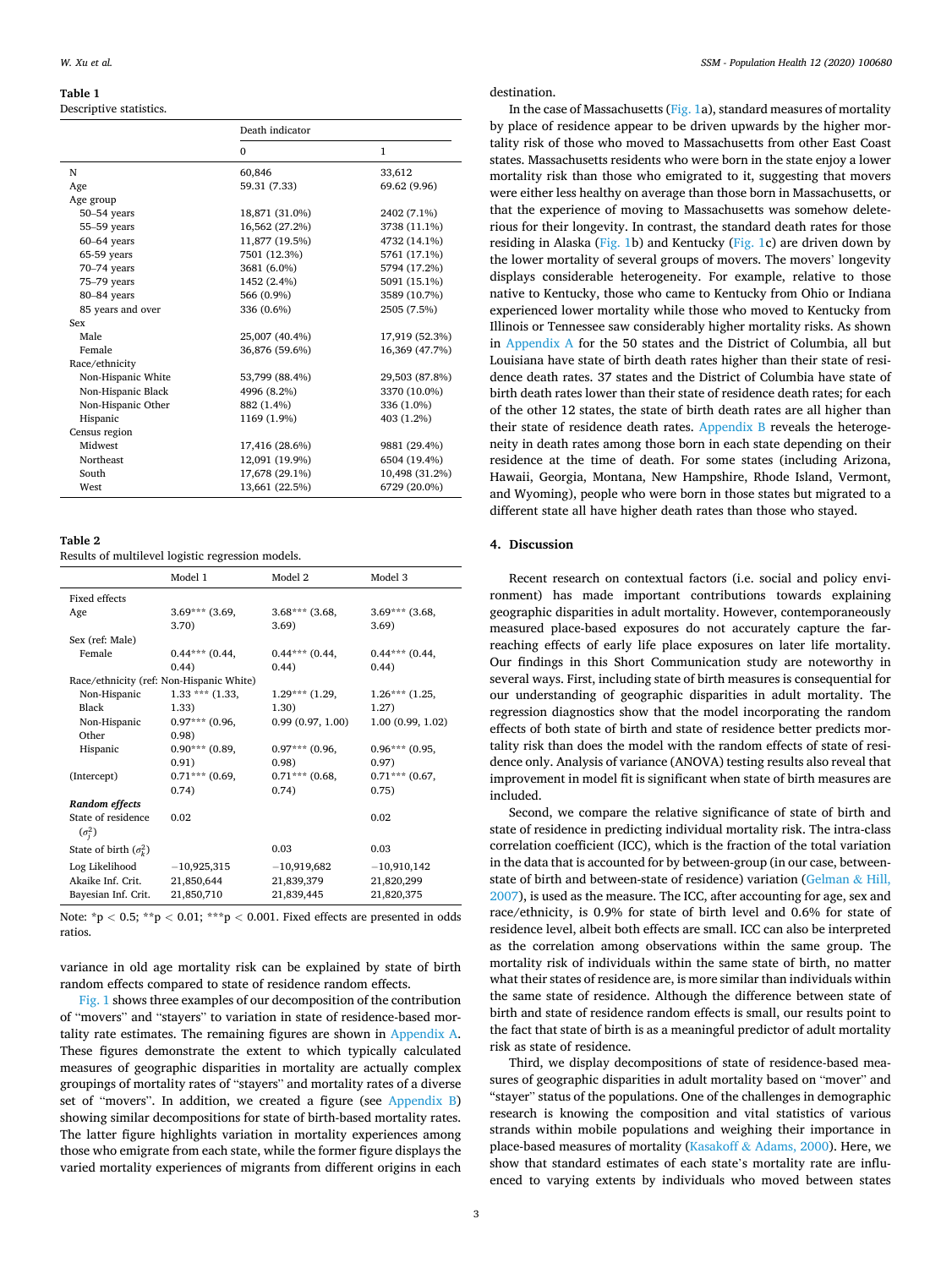**Table 1**
Descriptive statistics.

| | Death indicator | |
|---|---|---|
| | 0 | 1 |
| N | 60,846 | 33,612 |
| Age | 59.31 (7.33) | 69.62 (9.96) |
| Age group | | |
| 50–54 years | 18,871 (31.0%) | 2402 (7.1%) |
| 55–59 years | 16,562 (27.2%) | 3738 (11.1%) |
| 60–64 years | 11,877 (19.5%) | 4732 (14.1%) |
| 65-59 years | 7501 (12.3%) | 5761 (17.1%) |
| 70–74 years | 3681 (6.0%) | 5794 (17.2%) |
| 75–79 years | 1452 (2.4%) | 5091 (15.1%) |
| 80–84 years | 566 (0.9%) | 3589 (10.7%) |
| 85 years and over | 336 (0.6%) | 2505 (7.5%) |
| Sex | | |
| Male | 25,007 (40.4%) | 17,919 (52.3%) |
| Female | 36,876 (59.6%) | 16,369 (47.7%) |
| Race/ethnicity | | |
| Non-Hispanic White | 53,799 (88.4%) | 29,503 (87.8%) |
| Non-Hispanic Black | 4996 (8.2%) | 3370 (10.0%) |
| Non-Hispanic Other | 882 (1.4%) | 336 (1.0%) |
| Hispanic | 1169 (1.9%) | 403 (1.2%) |
| Census region | | |
| Midwest | 17,416 (28.6%) | 9881 (29.4%) |
| Northeast | 12,091 (19.9%) | 6504 (19.4%) |
| South | 17,678 (29.1%) | 10,498 (31.2%) |
| West | 13,661 (22.5%) | 6729 (20.0%) |

**Table 2**
Results of multilevel logistic regression models.

| | Model 1 | Model 2 | Model 3 |
|---|---|---|---|
| Fixed effects | | | |
| Age | 3.69*** (3.69, 3.70) | 3.68*** (3.68, 3.69) | 3.69*** (3.68, 3.69) |
| Sex (ref: Male) | | | |
| Female | 0.44*** (0.44, 0.44) | 0.44*** (0.44, 0.44) | 0.44*** (0.44, 0.44) |
| Race/ethnicity (ref: Non-Hispanic White) | | | |
| Non-Hispanic Black | 1.33 *** (1.33, 1.33) | 1.29*** (1.29, 1.30) | 1.26*** (1.25, 1.27) |
| Non-Hispanic Other | 0.97*** (0.96, 0.98) | 0.99 (0.97, 1.00) | 1.00 (0.99, 1.02) |
| Hispanic | 0.90*** (0.89, 0.91) | 0.97*** (0.96, 0.98) | 0.96*** (0.95, 0.97) |
| (Intercept) | 0.71*** (0.69, 0.74) | 0.71*** (0.68, 0.74) | 0.71*** (0.67, 0.75) |
| ***Random effects*** | | | |
| State of residence ($\sigma_j^2$) | 0.02 | | 0.02 |
| State of birth ($\sigma_k^2$) | | 0.03 | 0.03 |
| Log Likelihood | −10,925,315 | −10,919,682 | −10,910,142 |
| Akaike Inf. Crit. | 21,850,644 | 21,839,379 | 21,820,299 |
| Bayesian Inf. Crit. | 21,850,710 | 21,839,445 | 21,820,375 |

Note: *p < 0.5; **p < 0.01; ***p < 0.001. Fixed effects are presented in odds ratios.

variance in old age mortality risk can be explained by state of birth random effects compared to state of residence random effects.

Fig. 1 shows three examples of our decomposition of the contribution of "movers" and "stayers" to variation in state of residence-based mortality rate estimates. The remaining figures are shown in Appendix A. These figures demonstrate the extent to which typically calculated measures of geographic disparities in mortality are actually complex groupings of mortality rates of "stayers" and mortality rates of a diverse set of "movers". In addition, we created a figure (see Appendix B) showing similar decompositions for state of birth-based mortality rates. The latter figure highlights variation in mortality experiences among those who emigrate from each state, while the former figure displays the varied mortality experiences of migrants from different origins in each destination.

In the case of Massachusetts (Fig. 1a), standard measures of mortality by place of residence appear to be driven upwards by the higher mortality risk of those who moved to Massachusetts from other East Coast states. Massachusetts residents who were born in the state enjoy a lower mortality risk than those who emigrated to it, suggesting that movers were either less healthy on average than those born in Massachusetts, or that the experience of moving to Massachusetts was somehow deleterious for their longevity. In contrast, the standard death rates for those residing in Alaska (Fig. 1b) and Kentucky (Fig. 1c) are driven down by the lower mortality of several groups of movers. The movers' longevity displays considerable heterogeneity. For example, relative to those native to Kentucky, those who came to Kentucky from Ohio or Indiana experienced lower mortality while those who moved to Kentucky from Illinois or Tennessee saw considerably higher mortality risks. As shown in Appendix A for the 50 states and the District of Columbia, all but Louisiana have state of birth death rates higher than their state of residence death rates. 37 states and the District of Columbia have state of birth death rates lower than their state of residence death rates; for each of the other 12 states, the state of birth death rates are all higher than their state of residence death rates. Appendix B reveals the heterogeneity in death rates among those born in each state depending on their residence at the time of death. For some states (including Arizona, Hawaii, Georgia, Montana, New Hampshire, Rhode Island, Vermont, and Wyoming), people who were born in those states but migrated to a different state all have higher death rates than those who stayed.

## 4. Discussion

Recent research on contextual factors (i.e. social and policy environment) has made important contributions towards explaining geographic disparities in adult mortality. However, contemporaneously measured place-based exposures do not accurately capture the far-reaching effects of early life place exposures on later life mortality. Our findings in this Short Communication study are noteworthy in several ways. First, including state of birth measures is consequential for our understanding of geographic disparities in adult mortality. The regression diagnostics show that the model incorporating the random effects of both state of birth and state of residence better predicts mortality risk than does the model with the random effects of state of residence only. Analysis of variance (ANOVA) testing results also reveal that improvement in model fit is significant when state of birth measures are included.

Second, we compare the relative significance of state of birth and state of residence in predicting individual mortality risk. The intra-class correlation coefficient (ICC), which is the fraction of the total variation in the data that is accounted for by between-group (in our case, between-state of birth and between-state of residence) variation (Gelman & Hill, 2007), is used as the measure. The ICC, after accounting for age, sex and race/ethnicity, is 0.9% for state of birth level and 0.6% for state of residence level, albeit both effects are small. ICC can also be interpreted as the correlation among observations within the same group. The mortality risk of individuals within the same state of birth, no matter what their states of residence are, is more similar than individuals within the same state of residence. Although the difference between state of birth and state of residence random effects is small, our results point to the fact that state of birth is as a meaningful predictor of adult mortality risk as state of residence.

Third, we display decompositions of state of residence-based measures of geographic disparities in adult mortality based on "mover" and "stayer" status of the populations. One of the challenges in demographic research is knowing the composition and vital statistics of various strands within mobile populations and weighing their importance in place-based measures of mortality (Kasakoff & Adams, 2000). Here, we show that standard estimates of each state's mortality rate are influenced to varying extents by individuals who moved between states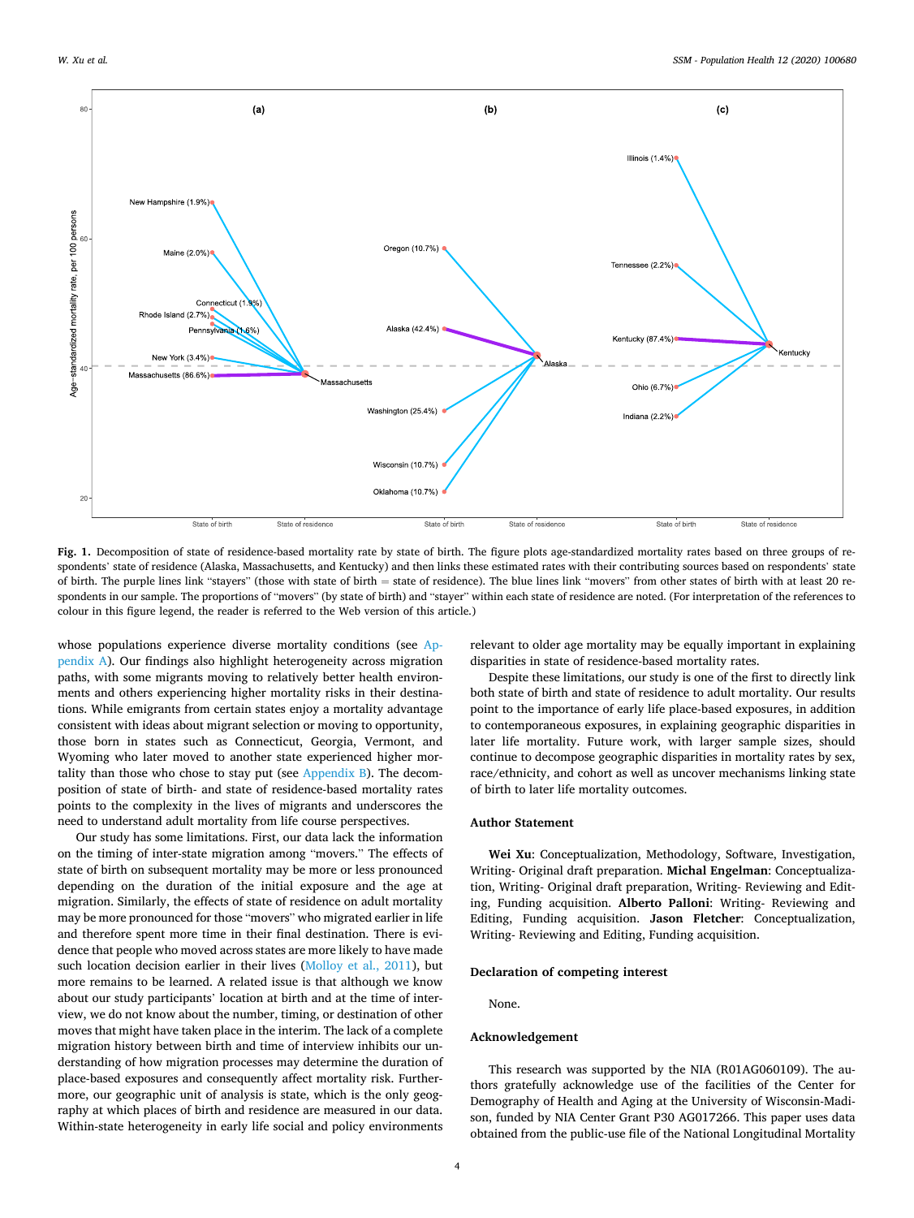**Fig. 1.** Decomposition of state of residence-based mortality rate by state of birth. The figure plots age-standardized mortality rates based on three groups of respondents' state of residence (Alaska, Massachusetts, and Kentucky) and then links these estimated rates with their contributing sources based on respondents' state of birth. The purple lines link "stayers" (those with state of birth = state of residence). The blue lines link "movers" from other states of birth with at least 20 respondents in our sample. The proportions of "movers" (by state of birth) and "stayer" within each state of residence are noted. (For interpretation of the references to colour in this figure legend, the reader is referred to the Web version of this article.)

whose populations experience diverse mortality conditions (see Appendix A). Our findings also highlight heterogeneity across migration paths, with some migrants moving to relatively better health environments and others experiencing higher mortality risks in their destinations. While emigrants from certain states enjoy a mortality advantage consistent with ideas about migrant selection or moving to opportunity, those born in states such as Connecticut, Georgia, Vermont, and Wyoming who later moved to another state experienced higher mortality than those who chose to stay put (see Appendix B). The decomposition of state of birth- and state of residence-based mortality rates points to the complexity in the lives of migrants and underscores the need to understand adult mortality from life course perspectives.

Our study has some limitations. First, our data lack the information on the timing of inter-state migration among "movers." The effects of state of birth on subsequent mortality may be more or less pronounced depending on the duration of the initial exposure and the age at migration. Similarly, the effects of state of residence on adult mortality may be more pronounced for those "movers" who migrated earlier in life and therefore spent more time in their final destination. There is evidence that people who moved across states are more likely to have made such location decision earlier in their lives (Molloy et al., 2011), but more remains to be learned. A related issue is that although we know about our study participants' location at birth and at the time of interview, we do not know about the number, timing, or destination of other moves that might have taken place in the interim. The lack of a complete migration history between birth and time of interview inhibits our understanding of how migration processes may determine the duration of place-based exposures and consequently affect mortality risk. Furthermore, our geographic unit of analysis is state, which is the only geography at which places of birth and residence are measured in our data. Within-state heterogeneity in early life social and policy environments relevant to older age mortality may be equally important in explaining disparities in state of residence-based mortality rates.

Despite these limitations, our study is one of the first to directly link both state of birth and state of residence to adult mortality. Our results point to the importance of early life place-based exposures, in addition to contemporaneous exposures, in explaining geographic disparities in later life mortality. Future work, with larger sample sizes, should continue to decompose geographic disparities in mortality rates by sex, race/ethnicity, and cohort as well as uncover mechanisms linking state of birth to later life mortality outcomes.

## Author Statement

**Wei Xu**: Conceptualization, Methodology, Software, Investigation, Writing- Original draft preparation. **Michal Engelman**: Conceptualization, Writing- Original draft preparation, Writing- Reviewing and Editing, Funding acquisition. **Alberto Palloni**: Writing- Reviewing and Editing, Funding acquisition. **Jason Fletcher**: Conceptualization, Writing- Reviewing and Editing, Funding acquisition.

## Declaration of competing interest

None.

## Acknowledgement

This research was supported by the NIA (R01AG060109). The authors gratefully acknowledge use of the facilities of the Center for Demography of Health and Aging at the University of Wisconsin-Madison, funded by NIA Center Grant P30 AG017266. This paper uses data obtained from the public-use file of the National Longitudinal Mortality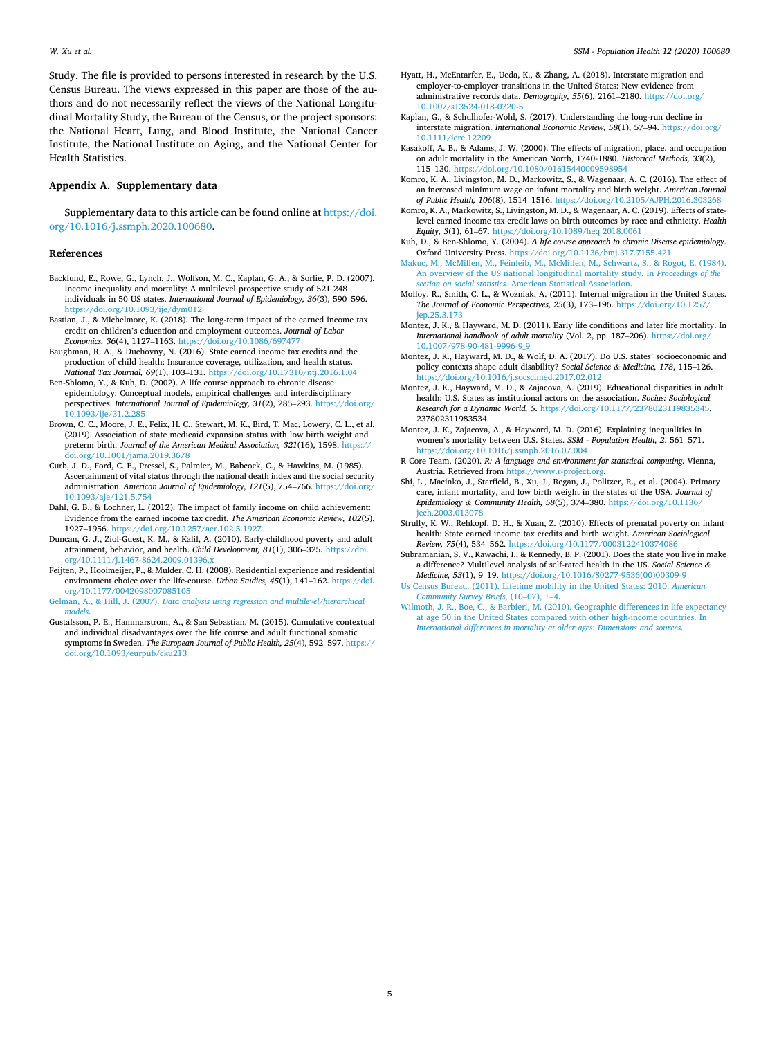Study. The file is provided to persons interested in research by the U.S. Census Bureau. The views expressed in this paper are those of the authors and do not necessarily reflect the views of the National Longitudinal Mortality Study, the Bureau of the Census, or the project sponsors: the National Heart, Lung, and Blood Institute, the National Cancer Institute, the National Institute on Aging, and the National Center for Health Statistics.

## Appendix A. Supplementary data

Supplementary data to this article can be found online at https://doi.org/10.1016/j.ssmph.2020.100680.

## References

Backlund, E., Rowe, G., Lynch, J., Wolfson, M. C., Kaplan, G. A., & Sorlie, P. D. (2007). Income inequality and mortality: A multilevel prospective study of 521 248 individuals in 50 US states. *International Journal of Epidemiology, 36*(3), 590–596. https://doi.org/10.1093/ije/dym012

Bastian, J., & Michelmore, K. (2018). The long-term impact of the earned income tax credit on children's education and employment outcomes. *Journal of Labor Economics, 36*(4), 1127–1163. https://doi.org/10.1086/697477

Baughman, R. A., & Duchovny, N. (2016). State earned income tax credits and the production of child health: Insurance coverage, utilization, and health status. *National Tax Journal, 69*(1), 103–131. https://doi.org/10.17310/ntj.2016.1.04

Ben-Shlomo, Y., & Kuh, D. (2002). A life course approach to chronic disease epidemiology: Conceptual models, empirical challenges and interdisciplinary perspectives. *International Journal of Epidemiology, 31*(2), 285–293. https://doi.org/10.1093/ije/31.2.285

Brown, C. C., Moore, J. E., Felix, H. C., Stewart, M. K., Bird, T. Mac, Lowery, C. L., et al. (2019). Association of state medicaid expansion status with low birth weight and preterm birth. *Journal of the American Medical Association, 321*(16), 1598. https://doi.org/10.1001/jama.2019.3678

Curb, J. D., Ford, C. E., Pressel, S., Palmier, M., Babcock, C., & Hawkins, M. (1985). Ascertainment of vital status through the national death index and the social security administration. *American Journal of Epidemiology, 121*(5), 754–766. https://doi.org/10.1093/aje/121.5.754

Dahl, G. B., & Lochner, L. (2012). The impact of family income on child achievement: Evidence from the earned income tax credit. *The American Economic Review, 102*(5), 1927–1956. https://doi.org/10.1257/aer.102.5.1927

Duncan, G. J., Ziol-Guest, K. M., & Kalil, A. (2010). Early-childhood poverty and adult attainment, behavior, and health. *Child Development, 81*(1), 306–325. https://doi.org/10.1111/j.1467-8624.2009.01396.x

Feijten, P., Hooimeijer, P., & Mulder, C. H. (2008). Residential experience and residential environment choice over the life-course. *Urban Studies, 45*(1), 141–162. https://doi.org/10.1177/0042098007085105

Gelman, A., & Hill, J. (2007). *Data analysis using regression and multilevel/hierarchical models*.

Gustafsson, P. E., Hammarström, A., & San Sebastian, M. (2015). Cumulative contextual and individual disadvantages over the life course and adult functional somatic symptoms in Sweden. *The European Journal of Public Health, 25*(4), 592–597. https://doi.org/10.1093/eurpub/cku213

Hyatt, H., McEntarfer, E., Ueda, K., & Zhang, A. (2018). Interstate migration and employer-to-employer transitions in the United States: New evidence from administrative records data. *Demography, 55*(6), 2161–2180. https://doi.org/10.1007/s13524-018-0720-5

Kaplan, G., & Schulhofer-Wohl, S. (2017). Understanding the long-run decline in interstate migration. *International Economic Review, 58*(1), 57–94. https://doi.org/10.1111/iere.12209

Kasakoff, A. B., & Adams, J. W. (2000). The effects of migration, place, and occupation on adult mortality in the American North, 1740-1880. *Historical Methods, 33*(2), 115–130. https://doi.org/10.1080/01615440009598954

Komro, K. A., Livingston, M. D., Markowitz, S., & Wagenaar, A. C. (2016). The effect of an increased minimum wage on infant mortality and birth weight. *American Journal of Public Health, 106*(8), 1514–1516. https://doi.org/10.2105/AJPH.2016.303268

Komro, K. A., Markowitz, S., Livingston, M. D., & Wagenaar, A. C. (2019). Effects of state-level earned income tax credit laws on birth outcomes by race and ethnicity. *Health Equity, 3*(1), 61–67. https://doi.org/10.1089/heq.2018.0061

Kuh, D., & Ben-Shlomo, Y. (2004). *A life course approach to chronic Disease epidemiology*. Oxford University Press. https://doi.org/10.1136/bmj.317.7155.421

Makuc, M., McMillen, M., Feinleib, M., McMillen, M., Schwartz, S., & Rogot, E. (1984). An overview of the US national longitudinal mortality study. In *Proceedings of the section on social statistics*. American Statistical Association.

Molloy, R., Smith, C. L., & Wozniak, A. (2011). Internal migration in the United States. *The Journal of Economic Perspectives, 25*(3), 173–196. https://doi.org/10.1257/jep.25.3.173

Montez, J. K., & Hayward, M. D. (2011). Early life conditions and later life mortality. In *International handbook of adult mortality* (Vol. 2, pp. 187–206). https://doi.org/10.1007/978-90-481-9996-9_9

Montez, J. K., Hayward, M. D., & Wolf, D. A. (2017). Do U.S. states' socioeconomic and policy contexts shape adult disability? *Social Science & Medicine, 178*, 115–126. https://doi.org/10.1016/j.socscimed.2017.02.012

Montez, J. K., Hayward, M. D., & Zajacova, A. (2019). Educational disparities in adult health: U.S. States as institutional actors on the association. *Socius: Sociological Research for a Dynamic World, 5*. https://doi.org/10.1177/2378023119835345, 237802311983534.

Montez, J. K., Zajacova, A., & Hayward, M. D. (2016). Explaining inequalities in women's mortality between U.S. States. *SSM - Population Health, 2*, 561–571. https://doi.org/10.1016/j.ssmph.2016.07.004

R Core Team. (2020). *R: A language and environment for statistical computing*. Vienna, Austria. Retrieved from https://www.r-project.org.

Shi, L., Macinko, J., Starfield, B., Xu, J., Regan, J., Politzer, R., et al. (2004). Primary care, infant mortality, and low birth weight in the states of the USA. *Journal of Epidemiology & Community Health, 58*(5), 374–380. https://doi.org/10.1136/jech.2003.013078

Strully, K. W., Rehkopf, D. H., & Xuan, Z. (2010). Effects of prenatal poverty on infant health: State earned income tax credits and birth weight. *American Sociological Review, 75*(4), 534–562. https://doi.org/10.1177/0003122410374086

Subramanian, S. V., Kawachi, I., & Kennedy, B. P. (2001). Does the state you live in make a difference? Multilevel analysis of self-rated health in the US. *Social Science & Medicine, 53*(1), 9–19. https://doi.org/10.1016/S0277-9536(00)00309-9

Us Census Bureau. (2011). Lifetime mobility in the United States: 2010. *American Community Survey Briefs*, (10–07), 1–4.

Wilmoth, J. R., Boe, C., & Barbieri, M. (2010). Geographic differences in life expectancy at age 50 in the United States compared with other high-income countries. In *International differences in mortality at older ages: Dimensions and sources*.